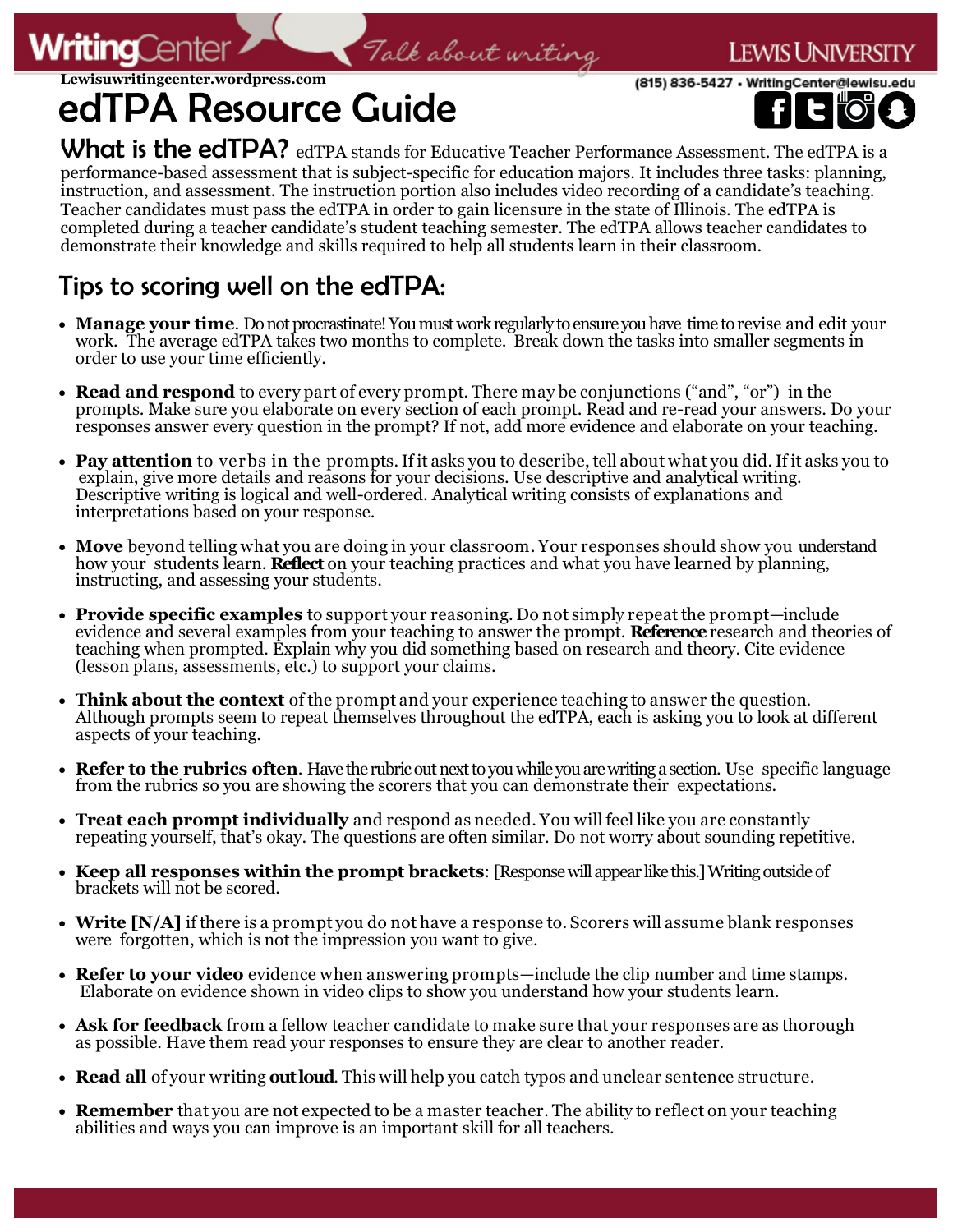Lewisuwritingcenter.wordpress.com

(815) 836-5427 • WritingCenter@lewisu.edu

# edTPA Resource Guide

**What is the edTPA?** edTPA stands for Educative Teacher Performance Assessment. The edTPA is a performance-based assessment that is subject-specific for education majors. It includes three tasks: planning, instruction, and assessment. The instruction portion also includes video recording of a candidate's teaching. Teacher candidates must pass the edTPA in order to gain licensure in the state of Illinois. The edTPA is completed during a teacher candidate's student teaching semester. The edTPA allows teacher candidates to demonstrate their knowledge and skills required to help all students learn in their classroom.

## Tips to scoring well on the edTPA:

- **Manage your time**. Do not procrastinate! You must work regularly to ensure you have time to revise and edit your work. The average edTPA takes two months to complete. Break down the tasks into smaller segments in order to use your time efficiently.
- **Read and respond** to every part of every prompt. There may be conjunctions ("and", "or") in the prompts. Make sure you elaborate on every section of each prompt. Read and re-read your answers. Do your responses answer every question in the prompt? If not, add more evidence and elaborate on your teaching.
- **Pay attention** to verbs in the prompts. If it asks you to describe, tell about what you did. If it asks you to explain, give more details and reasons for your decisions. Use descriptive and analytical writing. Descriptive writing is logical and well-ordered. Analytical writing consists of explanations and interpretations based on your response.
- **Move** beyond telling what you are doing in your classroom. Your responses should show you understand how your students learn. **Reflect** on your teaching practices and what you have learned by planning, instructing, and assessing your students.
- **Provide specific examples** to support your reasoning. Do not simply repeat the prompt—include evidence and several examples from your teaching to answer the prompt. **Reference** research and theories of teaching when prompted. Explain why you did something based on research and theory. Cite evidence (lesson plans, assessments, etc.) to support your claims.
- **Think about the context** of the prompt and your experience teaching to answer the question. Although prompts seem to repeat themselves throughout the edTPA, each is asking you to look at different aspects of your teaching.
- **Refer to the rubrics often**. Have the rubric out next to you while you are writing a section. Use specific language from the rubrics so you are showing the scorers that you can demonstrate their expectations.
- **Treat each prompt individually** and respond as needed. You will feel like you are constantly repeating yourself, that's okay. The questions are often similar. Do not worry about sounding repetitive.
- **Keep all responses within the prompt brackets**: [Response will appear like this.] Writing outside of brackets will not be scored.
- **Write [N/A]** if there is a prompt you do not have a response to. Scorers will assume blank responses were forgotten, which is not the impression you want to give.
- **Refer to your video** evidence when answering prompts—include the clip number and time stamps. Elaborate on evidence shown in video clips to show you understand how your students learn.
- **Ask for feedback** from a fellow teacher candidate to make sure that your responses are as thorough as possible. Have them read your responses to ensure they are clear to another reader.
- **Read all** of your writing **out loud**. This will help you catch typos and unclear sentence structure.
- **Remember** that you are not expected to be a master teacher. The ability to reflect on your teaching abilities and ways you can improve is an important skill for all teachers.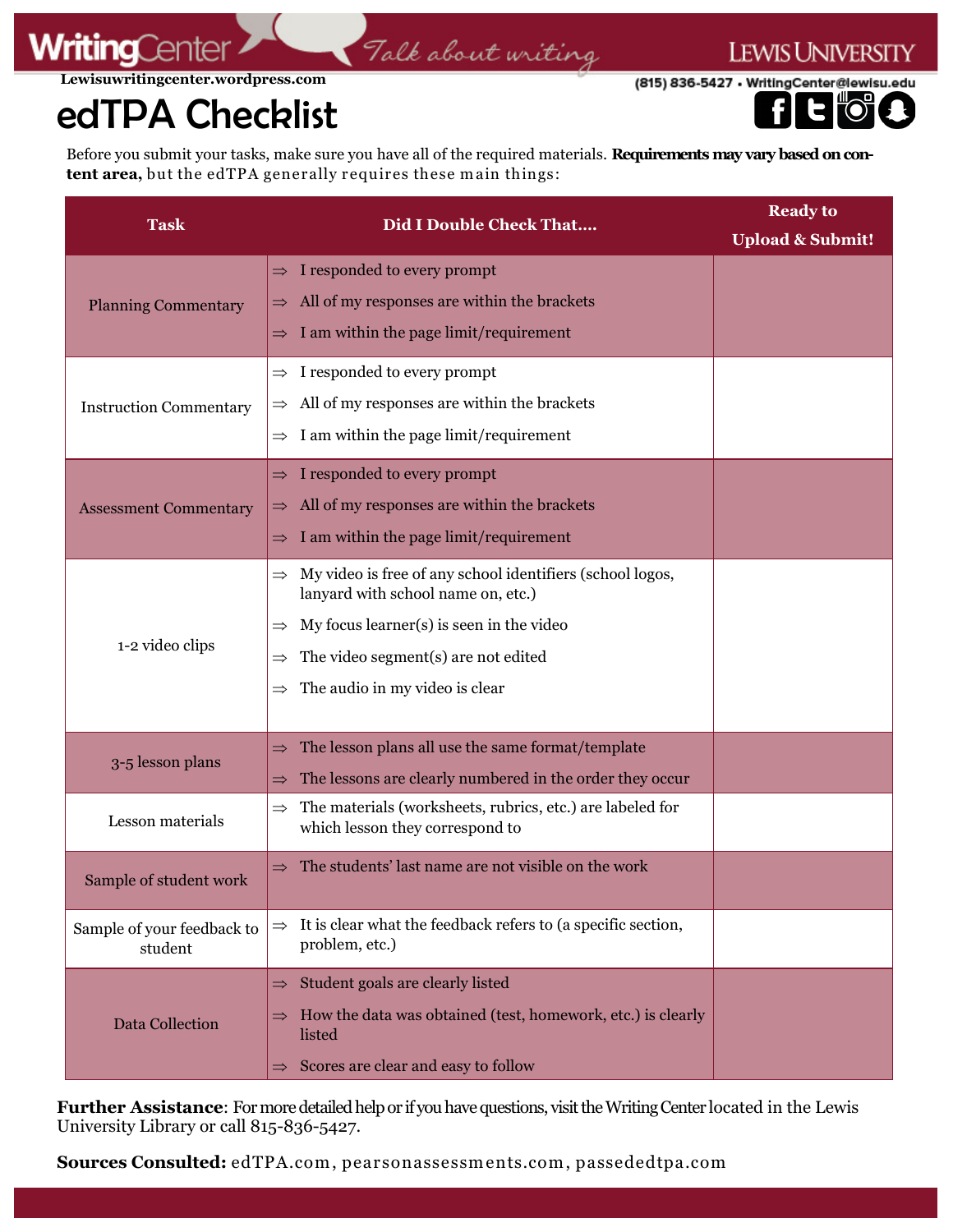Lewisuwritingcenter.wordpress.com

(815) 836-5427 • WritingCenter@lewisu.edu

# edTPA Checklist

Before you submit your tasks, make sure you have all of the required materials. **Requirements may vary based on content area,** but the edTPA generally requires these main things:

| Task | Did I Double Check That.... | Ready to Upload & Submit! |
|---|---|---|
| Planning Commentary | ⇒ I responded to every prompt<br>⇒ All of my responses are within the brackets<br>⇒ I am within the page limit/requirement | |
| Instruction Commentary | ⇒ I responded to every prompt<br>⇒ All of my responses are within the brackets<br>⇒ I am within the page limit/requirement | |
| Assessment Commentary | ⇒ I responded to every prompt<br>⇒ All of my responses are within the brackets<br>⇒ I am within the page limit/requirement | |
| 1-2 video clips | ⇒ My video is free of any school identifiers (school logos, lanyard with school name on, etc.)<br>⇒ My focus learner(s) is seen in the video<br>⇒ The video segment(s) are not edited<br>⇒ The audio in my video is clear | |
| 3-5 lesson plans | ⇒ The lesson plans all use the same format/template<br>⇒ The lessons are clearly numbered in the order they occur | |
| Lesson materials | ⇒ The materials (worksheets, rubrics, etc.) are labeled for which lesson they correspond to | |
| Sample of student work | ⇒ The students' last name are not visible on the work | |
| Sample of your feedback to student | ⇒ It is clear what the feedback refers to (a specific section, problem, etc.) | |
| Data Collection | ⇒ Student goals are clearly listed<br>⇒ How the data was obtained (test, homework, etc.) is clearly listed<br>⇒ Scores are clear and easy to follow | |

**Further Assistance**: For more detailed help or if you have questions, visit the Writing Center located in the Lewis University Library or call 815-836-5427.

**Sources Consulted:** edTPA.com, pearsonassessments.com, passededtpa.com